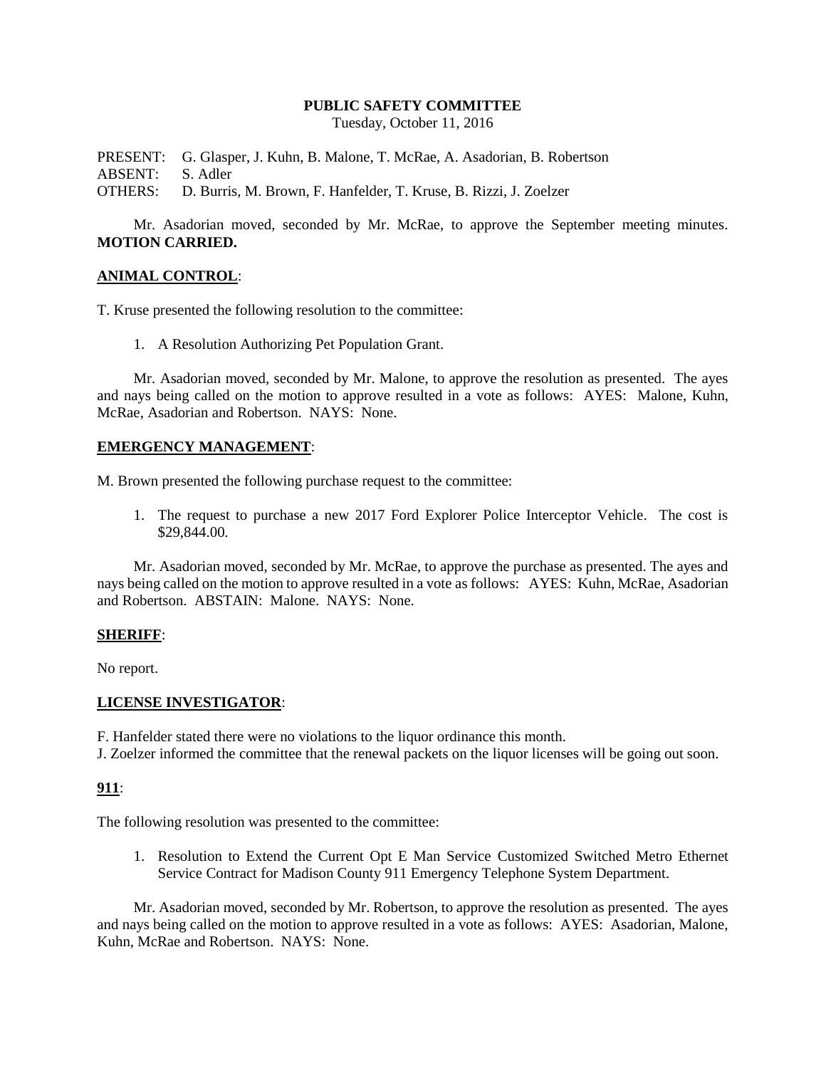# PUBLIC SAFETY COMMITTEE

Tuesday, October 11, 2016

PRESENT: G. Glasper, J. Kuhn, B. Malone, T. McRae, A. Asadorian, B. Robertson
ABSENT: S. Adler
OTHERS: D. Burris, M. Brown, F. Hanfelder, T. Kruse, B. Rizzi, J. Zoelzer

Mr. Asadorian moved, seconded by Mr. McRae, to approve the September meeting minutes. **MOTION CARRIED.**

## ANIMAL CONTROL:

T. Kruse presented the following resolution to the committee:

1. A Resolution Authorizing Pet Population Grant.

Mr. Asadorian moved, seconded by Mr. Malone, to approve the resolution as presented. The ayes and nays being called on the motion to approve resulted in a vote as follows: AYES: Malone, Kuhn, McRae, Asadorian and Robertson. NAYS: None.

## EMERGENCY MANAGEMENT:

M. Brown presented the following purchase request to the committee:

1. The request to purchase a new 2017 Ford Explorer Police Interceptor Vehicle. The cost is $29,844.00.

Mr. Asadorian moved, seconded by Mr. McRae, to approve the purchase as presented. The ayes and nays being called on the motion to approve resulted in a vote as follows: AYES: Kuhn, McRae, Asadorian and Robertson. ABSTAIN: Malone. NAYS: None.

## SHERIFF:

No report.

## LICENSE INVESTIGATOR:

F. Hanfelder stated there were no violations to the liquor ordinance this month.
J. Zoelzer informed the committee that the renewal packets on the liquor licenses will be going out soon.

## 911:

The following resolution was presented to the committee:

1. Resolution to Extend the Current Opt E Man Service Customized Switched Metro Ethernet Service Contract for Madison County 911 Emergency Telephone System Department.

Mr. Asadorian moved, seconded by Mr. Robertson, to approve the resolution as presented. The ayes and nays being called on the motion to approve resulted in a vote as follows: AYES: Asadorian, Malone, Kuhn, McRae and Robertson. NAYS: None.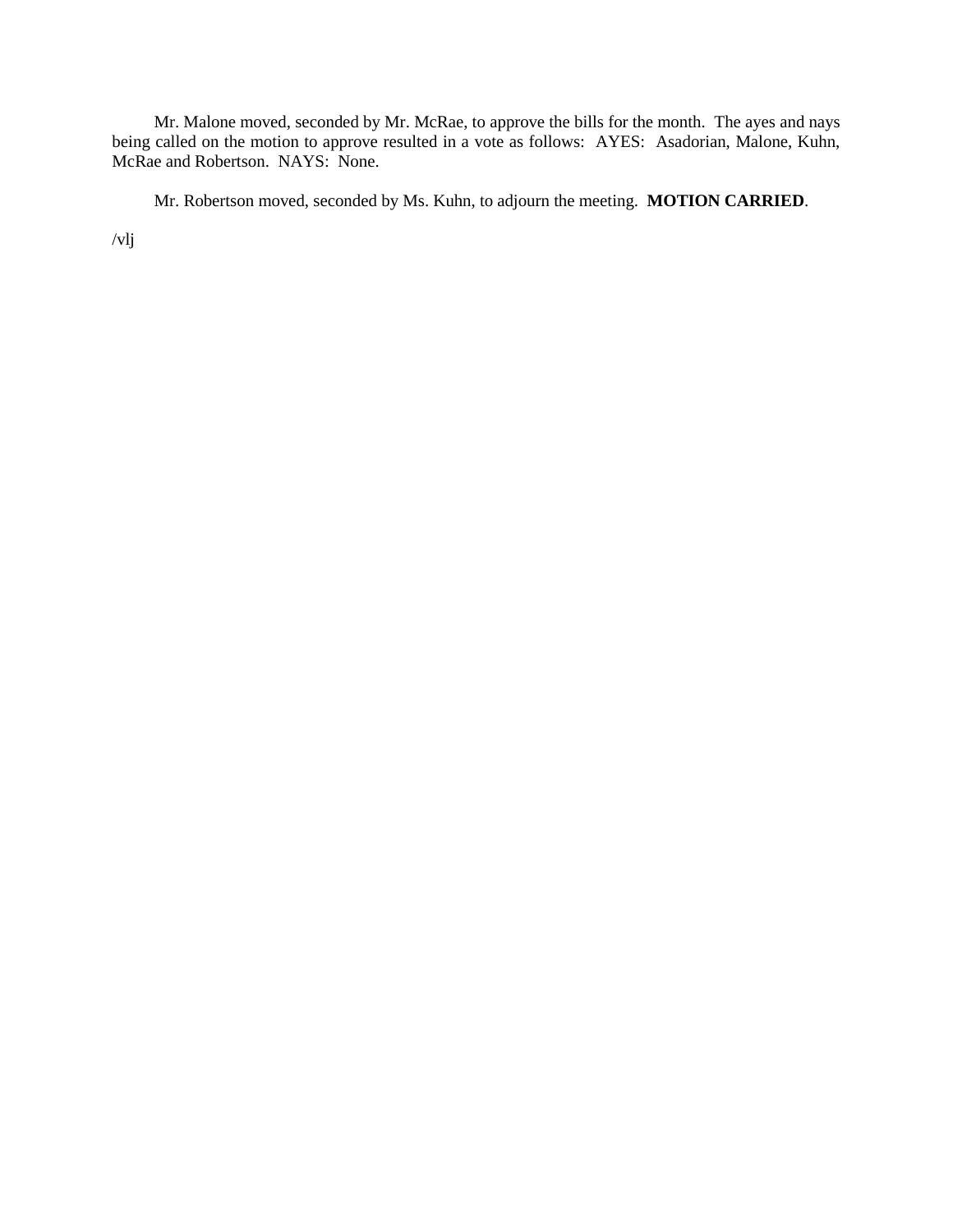Mr. Malone moved, seconded by Mr. McRae, to approve the bills for the month. The ayes and nays being called on the motion to approve resulted in a vote as follows: AYES: Asadorian, Malone, Kuhn, McRae and Robertson. NAYS: None.

Mr. Robertson moved, seconded by Ms. Kuhn, to adjourn the meeting. **MOTION CARRIED**.

/vlj